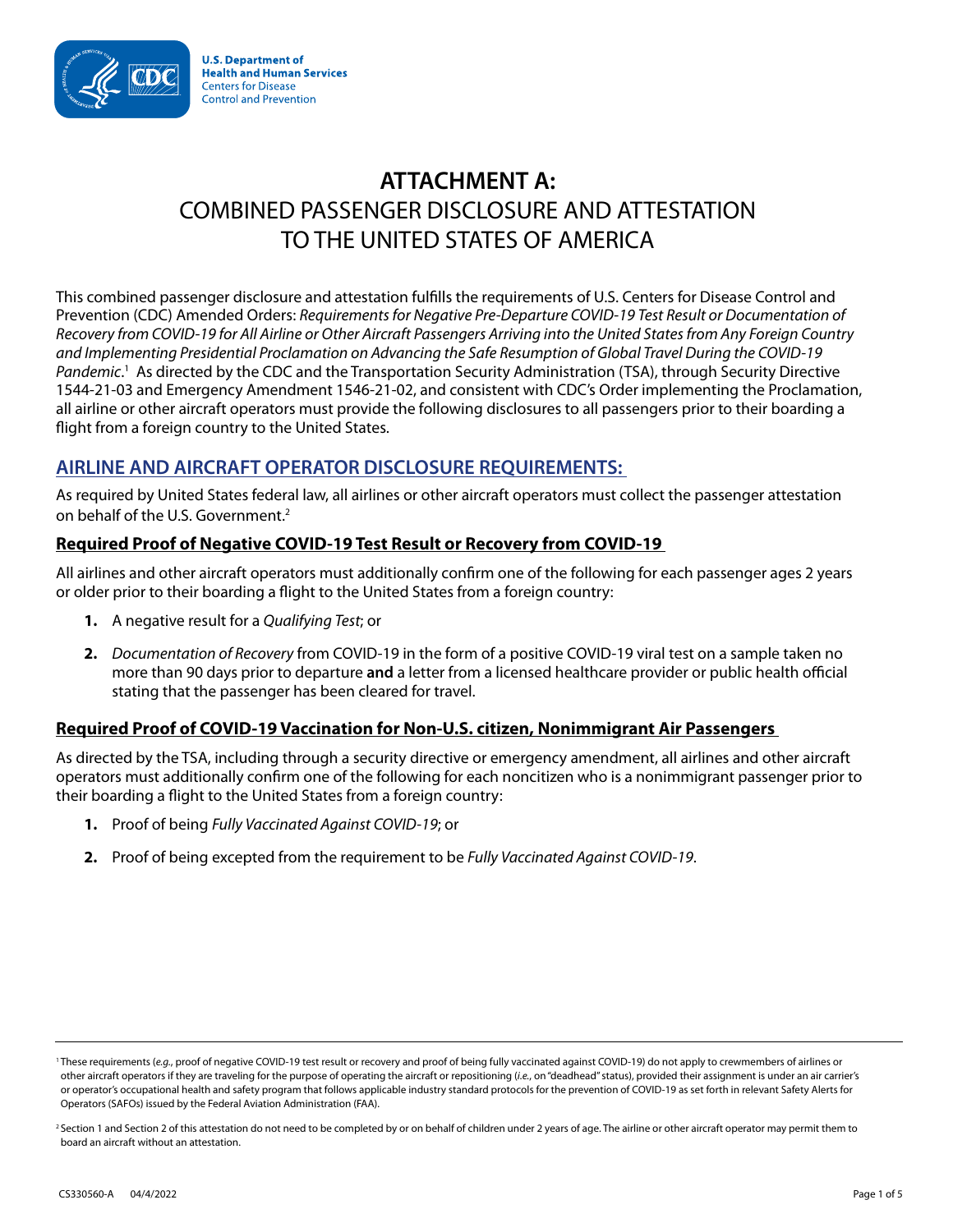U.S. Department of Health and Human Services
Centers for Disease Control and Prevention

# ATTACHMENT A: COMBINED PASSENGER DISCLOSURE AND ATTESTATION TO THE UNITED STATES OF AMERICA

This combined passenger disclosure and attestation fulfills the requirements of U.S. Centers for Disease Control and Prevention (CDC) Amended Orders: *Requirements for Negative Pre-Departure COVID-19 Test Result or Documentation of Recovery from COVID-19 for All Airline or Other Aircraft Passengers Arriving into the United States from Any Foreign Country and Implementing Presidential Proclamation on Advancing the Safe Resumption of Global Travel During the COVID-19 Pandemic*.[1] As directed by the CDC and the Transportation Security Administration (TSA), through Security Directive 1544-21-03 and Emergency Amendment 1546-21-02, and consistent with CDC's Order implementing the Proclamation, all airline or other aircraft operators must provide the following disclosures to all passengers prior to their boarding a flight from a foreign country to the United States.

## AIRLINE AND AIRCRAFT OPERATOR DISCLOSURE REQUIREMENTS:

As required by United States federal law, all airlines or other aircraft operators must collect the passenger attestation on behalf of the U.S. Government.[2]

### Required Proof of Negative COVID-19 Test Result or Recovery from COVID-19

All airlines and other aircraft operators must additionally confirm one of the following for each passenger ages 2 years or older prior to their boarding a flight to the United States from a foreign country:

1. A negative result for a *Qualifying Test*; or
2. *Documentation of Recovery* from COVID-19 in the form of a positive COVID-19 viral test on a sample taken no more than 90 days prior to departure **and** a letter from a licensed healthcare provider or public health official stating that the passenger has been cleared for travel.

### Required Proof of COVID-19 Vaccination for Non-U.S. citizen, Nonimmigrant Air Passengers

As directed by the TSA, including through a security directive or emergency amendment, all airlines and other aircraft operators must additionally confirm one of the following for each noncitizen who is a nonimmigrant passenger prior to their boarding a flight to the United States from a foreign country:

1. Proof of being *Fully Vaccinated Against COVID-19*; or
2. Proof of being excepted from the requirement to be *Fully Vaccinated Against COVID-19*.

---

[1] These requirements (*e.g.*, proof of negative COVID-19 test result or recovery and proof of being fully vaccinated against COVID-19) do not apply to crewmembers of airlines or other aircraft operators if they are traveling for the purpose of operating the aircraft or repositioning (*i.e.*, on "deadhead" status), provided their assignment is under an air carrier's or operator's occupational health and safety program that follows applicable industry standard protocols for the prevention of COVID-19 as set forth in relevant Safety Alerts for Operators (SAFOs) issued by the Federal Aviation Administration (FAA).

[2] Section 1 and Section 2 of this attestation do not need to be completed by or on behalf of children under 2 years of age. The airline or other aircraft operator may permit them to board an aircraft without an attestation.

CS330560-A 04/4/2022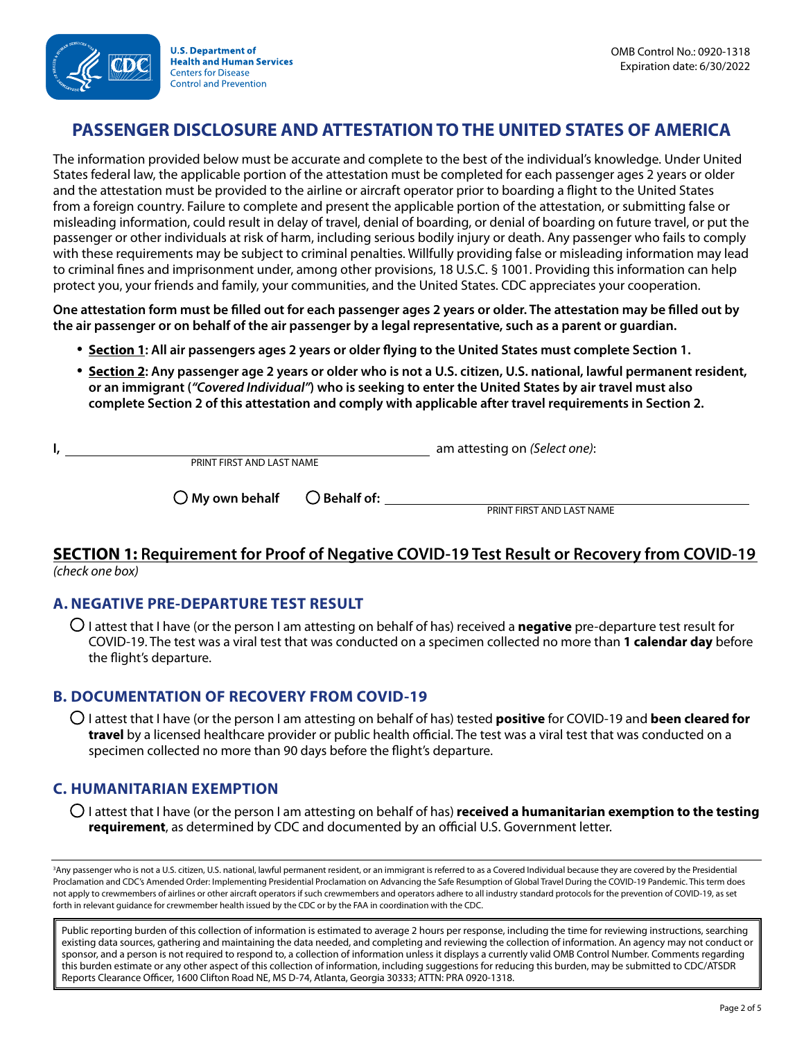U.S. Department of Health and Human Services
Centers for Disease Control and Prevention

OMB Control No.: 0920-1318
Expiration date: 6/30/2022

# PASSENGER DISCLOSURE AND ATTESTATION TO THE UNITED STATES OF AMERICA

The information provided below must be accurate and complete to the best of the individual's knowledge. Under United States federal law, the applicable portion of the attestation must be completed for each passenger ages 2 years or older and the attestation must be provided to the airline or aircraft operator prior to boarding a flight to the United States from a foreign country. Failure to complete and present the applicable portion of the attestation, or submitting false or misleading information, could result in delay of travel, denial of boarding, or denial of boarding on future travel, or put the passenger or other individuals at risk of harm, including serious bodily injury or death. Any passenger who fails to comply with these requirements may be subject to criminal penalties. Willfully providing false or misleading information may lead to criminal fines and imprisonment under, among other provisions, 18 U.S.C. § 1001. Providing this information can help protect you, your friends and family, your communities, and the United States. CDC appreciates your cooperation.

**One attestation form must be filled out for each passenger ages 2 years or older. The attestation may be filled out by the air passenger or on behalf of the air passenger by a legal representative, such as a parent or guardian.**

- **Section 1: All air passengers ages 2 years or older flying to the United States must complete Section 1.**
- **Section 2: Any passenger age 2 years or older who is not a U.S. citizen, U.S. national, lawful permanent resident, or an immigrant (*"Covered Individual"*) who is seeking to enter the United States by air travel must also complete Section 2 of this attestation and comply with applicable after travel requirements in Section 2.**

**I,** ______________________________ am attesting on *(Select one)*:
PRINT FIRST AND LAST NAME

○ **My own behalf** ○ **Behalf of:** ______________________________
PRINT FIRST AND LAST NAME

## SECTION 1: Requirement for Proof of Negative COVID-19 Test Result or Recovery from COVID-19

*(check one box)*

### A. NEGATIVE PRE-DEPARTURE TEST RESULT

○ I attest that I have (or the person I am attesting on behalf of has) received a **negative** pre-departure test result for COVID-19. The test was a viral test that was conducted on a specimen collected no more than **1 calendar day** before the flight's departure.

### B. DOCUMENTATION OF RECOVERY FROM COVID-19

○ I attest that I have (or the person I am attesting on behalf of has) tested **positive** for COVID-19 and **been cleared for travel** by a licensed healthcare provider or public health official. The test was a viral test that was conducted on a specimen collected no more than 90 days before the flight's departure.

### C. HUMANITARIAN EXEMPTION

○ I attest that I have (or the person I am attesting on behalf of has) **received a humanitarian exemption to the testing requirement**, as determined by CDC and documented by an official U.S. Government letter.

[3]Any passenger who is not a U.S. citizen, U.S. national, lawful permanent resident, or an immigrant is referred to as a Covered Individual because they are covered by the Presidential Proclamation and CDC's Amended Order: Implementing Presidential Proclamation on Advancing the Safe Resumption of Global Travel During the COVID-19 Pandemic. This term does not apply to crewmembers of airlines or other aircraft operators if such crewmembers and operators adhere to all industry standard protocols for the prevention of COVID-19, as set forth in relevant guidance for crewmember health issued by the CDC or by the FAA in coordination with the CDC.

Public reporting burden of this collection of information is estimated to average 2 hours per response, including the time for reviewing instructions, searching existing data sources, gathering and maintaining the data needed, and completing and reviewing the collection of information. An agency may not conduct or sponsor, and a person is not required to respond to, a collection of information unless it displays a currently valid OMB Control Number. Comments regarding this burden estimate or any other aspect of this collection of information, including suggestions for reducing this burden, may be submitted to CDC/ATSDR Reports Clearance Officer, 1600 Clifton Road NE, MS D-74, Atlanta, Georgia 30333; ATTN: PRA 0920-1318.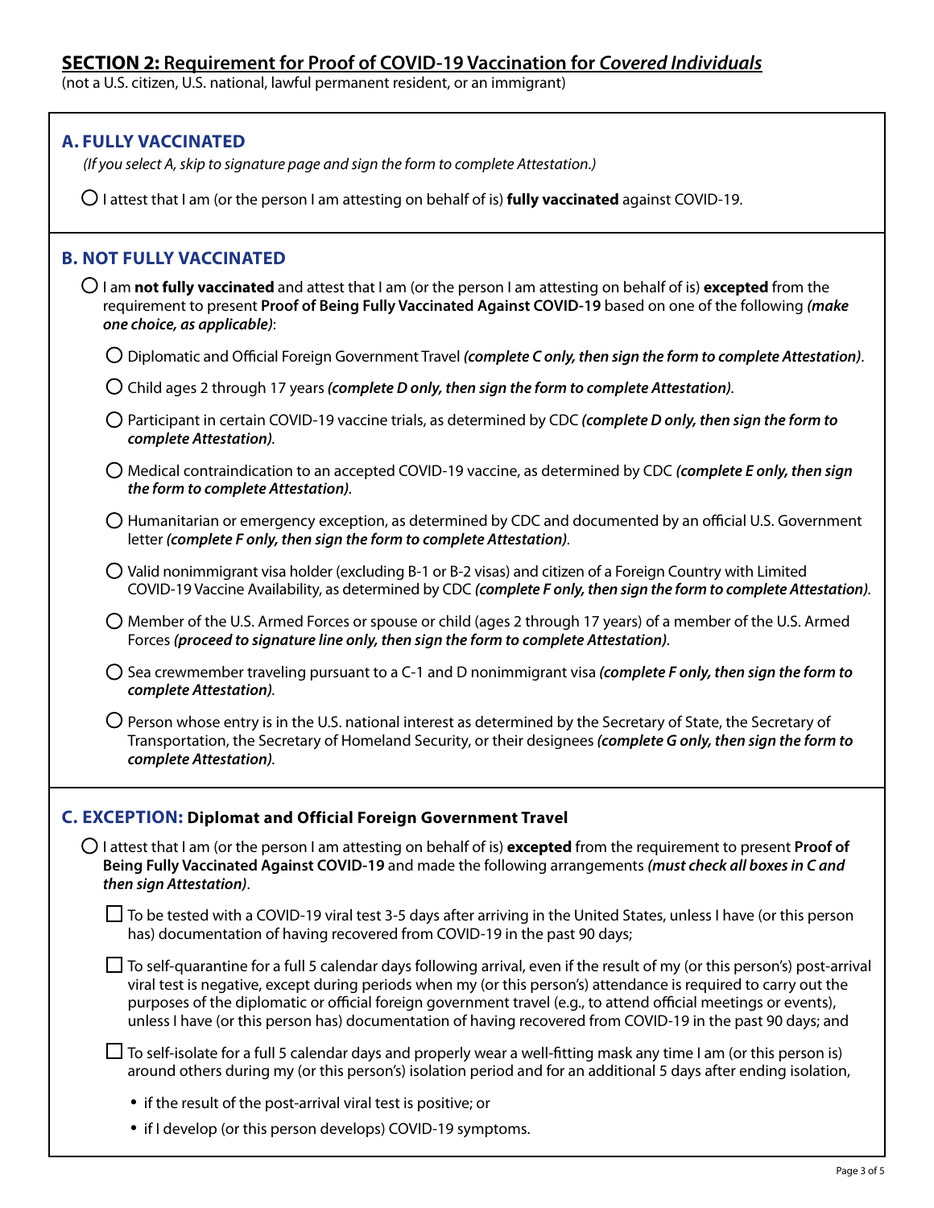## **SECTION 2:** Requirement for Proof of COVID-19 Vaccination for *Covered Individuals*

(not a U.S. citizen, U.S. national, lawful permanent resident, or an immigrant)

### A. FULLY VACCINATED

*(If you select A, skip to signature page and sign the form to complete Attestation.)*

○ I attest that I am (or the person I am attesting on behalf of is) **fully vaccinated** against COVID-19.

### B. NOT FULLY VACCINATED

○ I am **not fully vaccinated** and attest that I am (or the person I am attesting on behalf of is) **excepted** from the requirement to present **Proof of Being Fully Vaccinated Against COVID-19** based on one of the following ***(make one choice, as applicable)***:

- ○ Diplomatic and Official Foreign Government Travel ***(complete C only, then sign the form to complete Attestation)***.
- ○ Child ages 2 through 17 years ***(complete D only, then sign the form to complete Attestation)***.
- ○ Participant in certain COVID-19 vaccine trials, as determined by CDC ***(complete D only, then sign the form to complete Attestation)***.
- ○ Medical contraindication to an accepted COVID-19 vaccine, as determined by CDC ***(complete E only, then sign the form to complete Attestation)***.
- ○ Humanitarian or emergency exception, as determined by CDC and documented by an official U.S. Government letter ***(complete F only, then sign the form to complete Attestation)***.
- ○ Valid nonimmigrant visa holder (excluding B-1 or B-2 visas) and citizen of a Foreign Country with Limited COVID-19 Vaccine Availability, as determined by CDC ***(complete F only, then sign the form to complete Attestation)***.
- ○ Member of the U.S. Armed Forces or spouse or child (ages 2 through 17 years) of a member of the U.S. Armed Forces ***(proceed to signature line only, then sign the form to complete Attestation)***.
- ○ Sea crewmember traveling pursuant to a C-1 and D nonimmigrant visa ***(complete F only, then sign the form to complete Attestation)***.
- ○ Person whose entry is in the U.S. national interest as determined by the Secretary of State, the Secretary of Transportation, the Secretary of Homeland Security, or their designees ***(complete G only, then sign the form to complete Attestation)***.

### C. EXCEPTION: Diplomat and Official Foreign Government Travel

○ I attest that I am (or the person I am attesting on behalf of is) **excepted** from the requirement to present **Proof of Being Fully Vaccinated Against COVID-19** and made the following arrangements ***(must check all boxes in C and then sign Attestation)***.

- ☐ To be tested with a COVID-19 viral test 3-5 days after arriving in the United States, unless I have (or this person has) documentation of having recovered from COVID-19 in the past 90 days;
- ☐ To self-quarantine for a full 5 calendar days following arrival, even if the result of my (or this person's) post-arrival viral test is negative, except during periods when my (or this person's) attendance is required to carry out the purposes of the diplomatic or official foreign government travel (e.g., to attend official meetings or events), unless I have (or this person has) documentation of having recovered from COVID-19 in the past 90 days; and
- ☐ To self-isolate for a full 5 calendar days and properly wear a well-fitting mask any time I am (or this person is) around others during my (or this person's) isolation period and for an additional 5 days after ending isolation,
  - if the result of the post-arrival viral test is positive; or
  - if I develop (or this person develops) COVID-19 symptoms.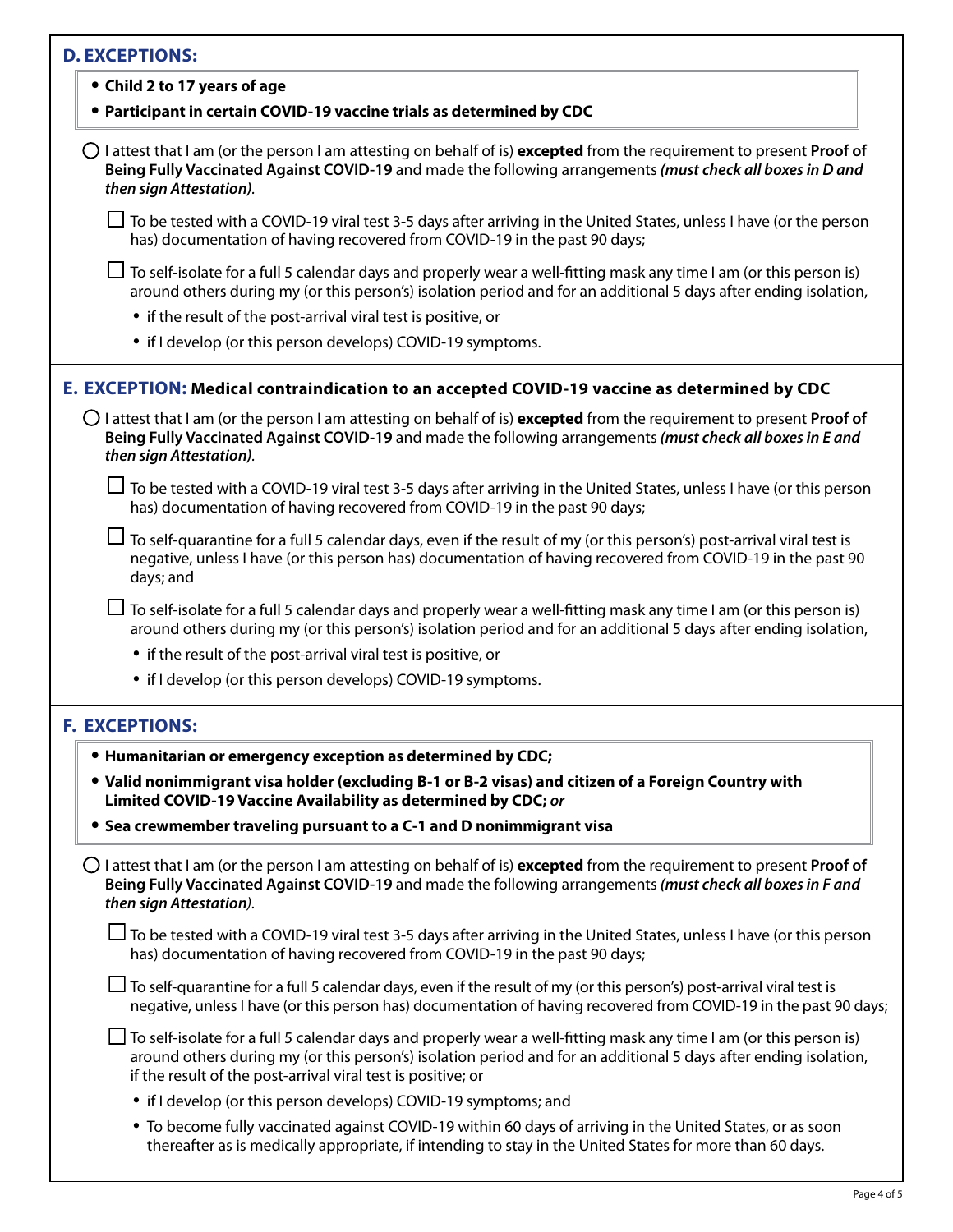## D. EXCEPTIONS:

- **Child 2 to 17 years of age**
- **Participant in certain COVID-19 vaccine trials as determined by CDC**

○ I attest that I am (or the person I am attesting on behalf of is) **excepted** from the requirement to present **Proof of Being Fully Vaccinated Against COVID-19** and made the following arrangements ***(must check all boxes in D and then sign Attestation)***.

☐ To be tested with a COVID-19 viral test 3-5 days after arriving in the United States, unless I have (or the person has) documentation of having recovered from COVID-19 in the past 90 days;

☐ To self-isolate for a full 5 calendar days and properly wear a well-fitting mask any time I am (or this person is) around others during my (or this person's) isolation period and for an additional 5 days after ending isolation,

- if the result of the post-arrival viral test is positive, or
- if I develop (or this person develops) COVID-19 symptoms.

## E. EXCEPTION: Medical contraindication to an accepted COVID-19 vaccine as determined by CDC

○ I attest that I am (or the person I am attesting on behalf of is) **excepted** from the requirement to present **Proof of Being Fully Vaccinated Against COVID-19** and made the following arrangements ***(must check all boxes in E and then sign Attestation)***.

☐ To be tested with a COVID-19 viral test 3-5 days after arriving in the United States, unless I have (or this person has) documentation of having recovered from COVID-19 in the past 90 days;

☐ To self-quarantine for a full 5 calendar days, even if the result of my (or this person's) post-arrival viral test is negative, unless I have (or this person has) documentation of having recovered from COVID-19 in the past 90 days; and

☐ To self-isolate for a full 5 calendar days and properly wear a well-fitting mask any time I am (or this person is) around others during my (or this person's) isolation period and for an additional 5 days after ending isolation,

- if the result of the post-arrival viral test is positive, or
- if I develop (or this person develops) COVID-19 symptoms.

## F. EXCEPTIONS:

- **Humanitarian or emergency exception as determined by CDC;**
- **Valid nonimmigrant visa holder (excluding B-1 or B-2 visas) and citizen of a Foreign Country with Limited COVID-19 Vaccine Availability as determined by CDC;** ***or***
- **Sea crewmember traveling pursuant to a C-1 and D nonimmigrant visa**

○ I attest that I am (or the person I am attesting on behalf of is) **excepted** from the requirement to present **Proof of Being Fully Vaccinated Against COVID-19** and made the following arrangements ***(must check all boxes in F and then sign Attestation)***.

☐ To be tested with a COVID-19 viral test 3-5 days after arriving in the United States, unless I have (or this person has) documentation of having recovered from COVID-19 in the past 90 days;

☐ To self-quarantine for a full 5 calendar days, even if the result of my (or this person's) post-arrival viral test is negative, unless I have (or this person has) documentation of having recovered from COVID-19 in the past 90 days;

☐ To self-isolate for a full 5 calendar days and properly wear a well-fitting mask any time I am (or this person is) around others during my (or this person's) isolation period and for an additional 5 days after ending isolation, if the result of the post-arrival viral test is positive; or

- if I develop (or this person develops) COVID-19 symptoms; and
- To become fully vaccinated against COVID-19 within 60 days of arriving in the United States, or as soon thereafter as is medically appropriate, if intending to stay in the United States for more than 60 days.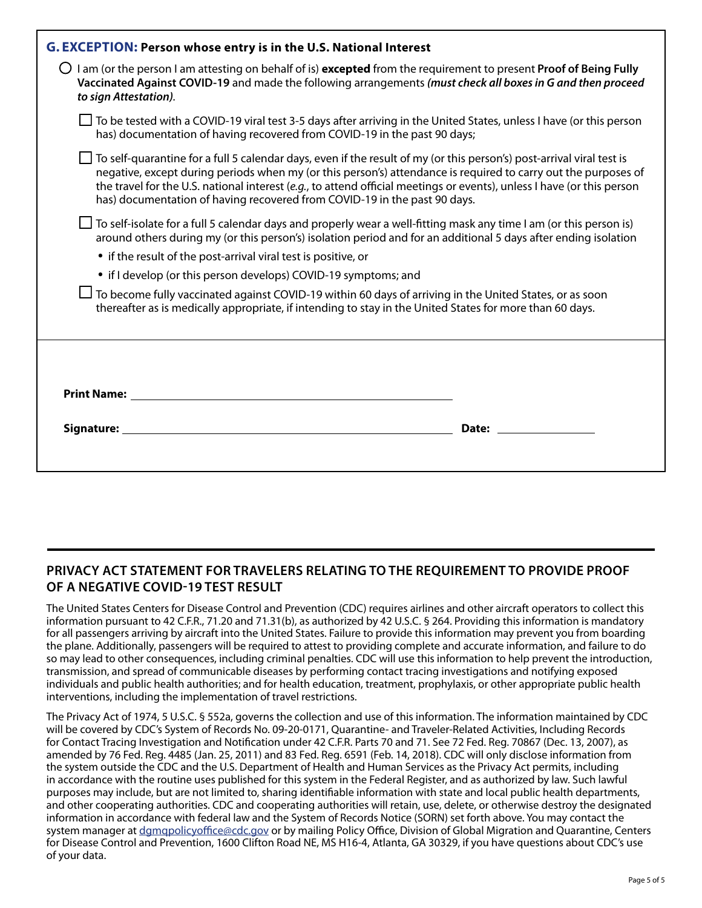## G. EXCEPTION: Person whose entry is in the U.S. National Interest

○ I am (or the person I am attesting on behalf of is) **excepted** from the requirement to present **Proof of Being Fully Vaccinated Against COVID-19** and made the following arrangements ***(must check all boxes in G and then proceed to sign Attestation)***.

☐ To be tested with a COVID-19 viral test 3-5 days after arriving in the United States, unless I have (or this person has) documentation of having recovered from COVID-19 in the past 90 days;

☐ To self-quarantine for a full 5 calendar days, even if the result of my (or this person's) post-arrival viral test is negative, except during periods when my (or this person's) attendance is required to carry out the purposes of the travel for the U.S. national interest (*e.g.*, to attend official meetings or events), unless I have (or this person has) documentation of having recovered from COVID-19 in the past 90 days.

☐ To self-isolate for a full 5 calendar days and properly wear a well-fitting mask any time I am (or this person is) around others during my (or this person's) isolation period and for an additional 5 days after ending isolation

- if the result of the post-arrival viral test is positive, or
- if I develop (or this person develops) COVID-19 symptoms; and

☐ To become fully vaccinated against COVID-19 within 60 days of arriving in the United States, or as soon thereafter as is medically appropriate, if intending to stay in the United States for more than 60 days.

**Print Name:** ______________________________

**Signature:** ______________________________ **Date:** ______________

## PRIVACY ACT STATEMENT FOR TRAVELERS RELATING TO THE REQUIREMENT TO PROVIDE PROOF OF A NEGATIVE COVID-19 TEST RESULT

The United States Centers for Disease Control and Prevention (CDC) requires airlines and other aircraft operators to collect this information pursuant to 42 C.F.R., 71.20 and 71.31(b), as authorized by 42 U.S.C. § 264. Providing this information is mandatory for all passengers arriving by aircraft into the United States. Failure to provide this information may prevent you from boarding the plane. Additionally, passengers will be required to attest to providing complete and accurate information, and failure to do so may lead to other consequences, including criminal penalties. CDC will use this information to help prevent the introduction, transmission, and spread of communicable diseases by performing contact tracing investigations and notifying exposed individuals and public health authorities; and for health education, treatment, prophylaxis, or other appropriate public health interventions, including the implementation of travel restrictions.

The Privacy Act of 1974, 5 U.S.C. § 552a, governs the collection and use of this information. The information maintained by CDC will be covered by CDC's System of Records No. 09-20-0171, Quarantine- and Traveler-Related Activities, Including Records for Contact Tracing Investigation and Notification under 42 C.F.R. Parts 70 and 71. See 72 Fed. Reg. 70867 (Dec. 13, 2007), as amended by 76 Fed. Reg. 4485 (Jan. 25, 2011) and 83 Fed. Reg. 6591 (Feb. 14, 2018). CDC will only disclose information from the system outside the CDC and the U.S. Department of Health and Human Services as the Privacy Act permits, including in accordance with the routine uses published for this system in the Federal Register, and as authorized by law. Such lawful purposes may include, but are not limited to, sharing identifiable information with state and local public health departments, and other cooperating authorities. CDC and cooperating authorities will retain, use, delete, or otherwise destroy the designated information in accordance with federal law and the System of Records Notice (SORN) set forth above. You may contact the system manager at dgmqpolicyoffice@cdc.gov or by mailing Policy Office, Division of Global Migration and Quarantine, Centers for Disease Control and Prevention, 1600 Clifton Road NE, MS H16-4, Atlanta, GA 30329, if you have questions about CDC's use of your data.